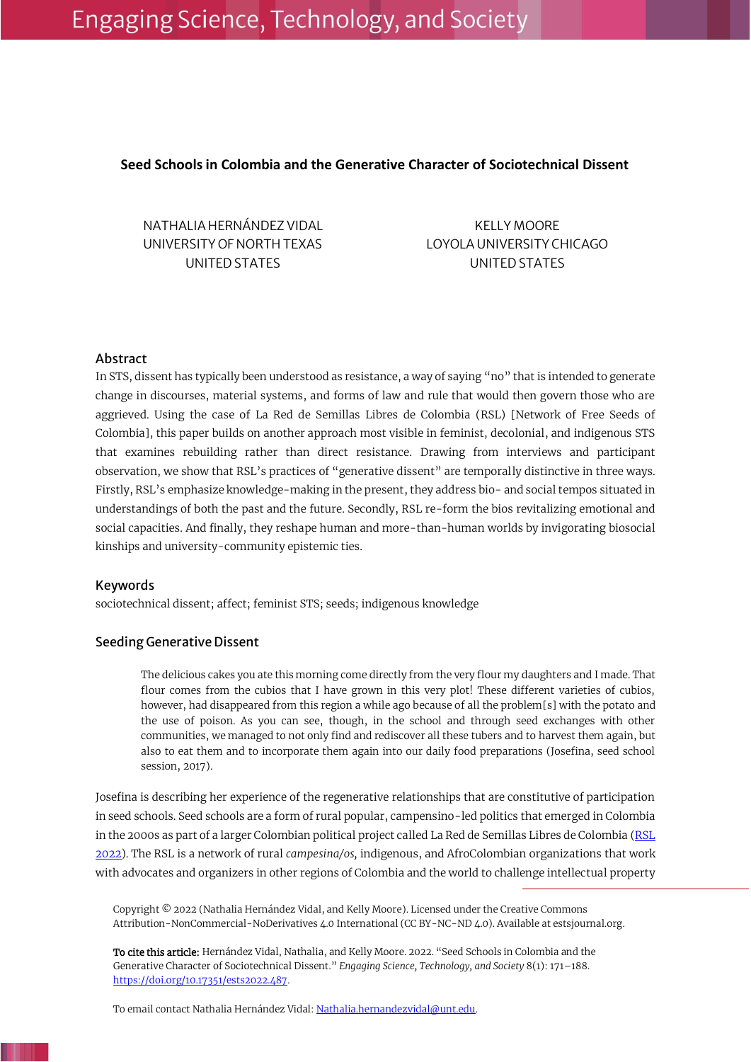# Seed Schools in Colombia and the Generative Character of Sociotechnical Dissent

NATHALIA HERNÁNDEZ VIDAL
UNIVERSITY OF NORTH TEXAS
UNITED STATES

KELLY MOORE
LOYOLA UNIVERSITY CHICAGO
UNITED STATES

## Abstract

In STS, dissent has typically been understood as resistance, a way of saying "no" that is intended to generate change in discourses, material systems, and forms of law and rule that would then govern those who are aggrieved. Using the case of La Red de Semillas Libres de Colombia (RSL) [Network of Free Seeds of Colombia], this paper builds on another approach most visible in feminist, decolonial, and indigenous STS that examines rebuilding rather than direct resistance. Drawing from interviews and participant observation, we show that RSL's practices of "generative dissent" are temporally distinctive in three ways. Firstly, RSL's emphasize knowledge-making in the present, they address bio- and social tempos situated in understandings of both the past and the future. Secondly, RSL re-form the bios revitalizing emotional and social capacities. And finally, they reshape human and more-than-human worlds by invigorating biosocial kinships and university-community epistemic ties.

## Keywords

sociotechnical dissent; affect; feminist STS; seeds; indigenous knowledge

## Seeding Generative Dissent

> The delicious cakes you ate this morning come directly from the very flour my daughters and I made. That flour comes from the cubios that I have grown in this very plot! These different varieties of cubios, however, had disappeared from this region a while ago because of all the problem[s] with the potato and the use of poison. As you can see, though, in the school and through seed exchanges with other communities, we managed to not only find and rediscover all these tubers and to harvest them again, but also to eat them and to incorporate them again into our daily food preparations (Josefina, seed school session, 2017).

Josefina is describing her experience of the regenerative relationships that are constitutive of participation in seed schools. Seed schools are a form of rural popular, campesino-led politics that emerged in Colombia in the 2000s as part of a larger Colombian political project called La Red de Semillas Libres de Colombia (RSL 2022). The RSL is a network of rural *campesina/os,* indigenous, and AfroColombian organizations that work with advocates and organizers in other regions of Colombia and the world to challenge intellectual property

Copyright © 2022 (Nathalia Hernández Vidal, and Kelly Moore). Licensed under the Creative Commons Attribution-NonCommercial-NoDerivatives 4.0 International (CC BY-NC-ND 4.0). Available at estsjournal.org.

**To cite this article:** Hernández Vidal, Nathalia, and Kelly Moore. 2022. "Seed Schools in Colombia and the Generative Character of Sociotechnical Dissent." *Engaging Science, Technology, and Society* 8(1): 171–188. https://doi.org/10.17351/ests2022.487.

To email contact Nathalia Hernández Vidal: Nathalia.hernandezvidal@unt.edu.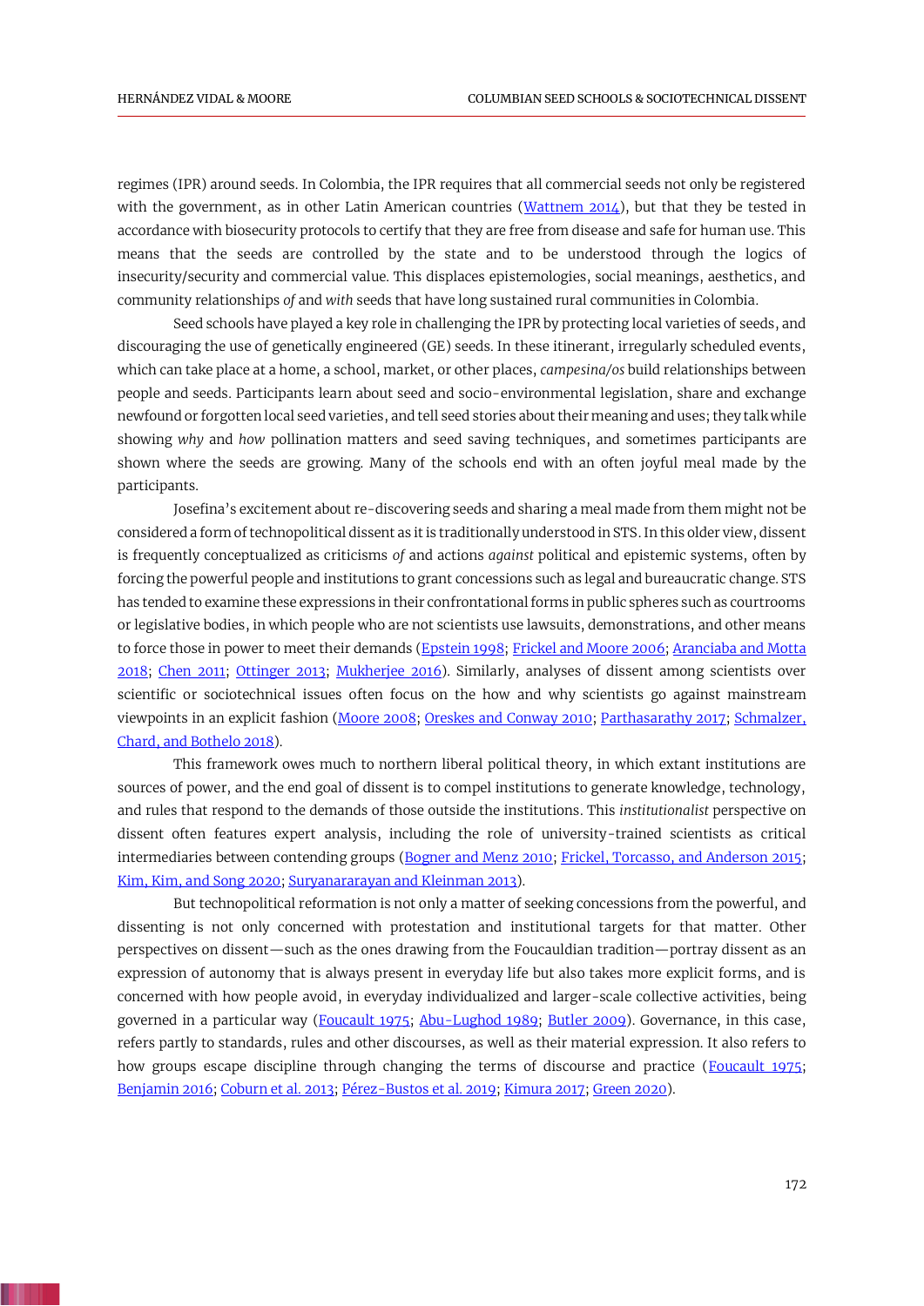regimes (IPR) around seeds. In Colombia, the IPR requires that all commercial seeds not only be registered with the government, as in other Latin American countries (Wattnem 2014), but that they be tested in accordance with biosecurity protocols to certify that they are free from disease and safe for human use. This means that the seeds are controlled by the state and to be understood through the logics of insecurity/security and commercial value. This displaces epistemologies, social meanings, aesthetics, and community relationships *of* and *with* seeds that have long sustained rural communities in Colombia.

Seed schools have played a key role in challenging the IPR by protecting local varieties of seeds, and discouraging the use of genetically engineered (GE) seeds. In these itinerant, irregularly scheduled events, which can take place at a home, a school, market, or other places, *campesina/os* build relationships between people and seeds. Participants learn about seed and socio-environmental legislation, share and exchange newfound or forgotten local seed varieties, and tell seed stories about their meaning and uses; they talk while showing *why* and *how* pollination matters and seed saving techniques, and sometimes participants are shown where the seeds are growing. Many of the schools end with an often joyful meal made by the participants.

Josefina's excitement about re-discovering seeds and sharing a meal made from them might not be considered a form of technopolitical dissent as it is traditionally understood in STS. In this older view, dissent is frequently conceptualized as criticisms *of* and actions *against* political and epistemic systems, often by forcing the powerful people and institutions to grant concessions such as legal and bureaucratic change. STS has tended to examine these expressions in their confrontational forms in public spheres such as courtrooms or legislative bodies, in which people who are not scientists use lawsuits, demonstrations, and other means to force those in power to meet their demands (Epstein 1998; Frickel and Moore 2006; Aranciaba and Motta 2018; Chen 2011; Ottinger 2013; Mukherjee 2016). Similarly, analyses of dissent among scientists over scientific or sociotechnical issues often focus on the how and why scientists go against mainstream viewpoints in an explicit fashion (Moore 2008; Oreskes and Conway 2010; Parthasarathy 2017; Schmalzer, Chard, and Bothelo 2018).

This framework owes much to northern liberal political theory, in which extant institutions are sources of power, and the end goal of dissent is to compel institutions to generate knowledge, technology, and rules that respond to the demands of those outside the institutions. This *institutionalist* perspective on dissent often features expert analysis, including the role of university-trained scientists as critical intermediaries between contending groups (Bogner and Menz 2010; Frickel, Torcasso, and Anderson 2015; Kim, Kim, and Song 2020; Suryanararayan and Kleinman 2013).

But technopolitical reformation is not only a matter of seeking concessions from the powerful, and dissenting is not only concerned with protestation and institutional targets for that matter. Other perspectives on dissent—such as the ones drawing from the Foucauldian tradition—portray dissent as an expression of autonomy that is always present in everyday life but also takes more explicit forms, and is concerned with how people avoid, in everyday individualized and larger-scale collective activities, being governed in a particular way (Foucault 1975; Abu-Lughod 1989; Butler 2009). Governance, in this case, refers partly to standards, rules and other discourses, as well as their material expression. It also refers to how groups escape discipline through changing the terms of discourse and practice (Foucault 1975; Benjamin 2016; Coburn et al. 2013; Pérez-Bustos et al. 2019; Kimura 2017; Green 2020).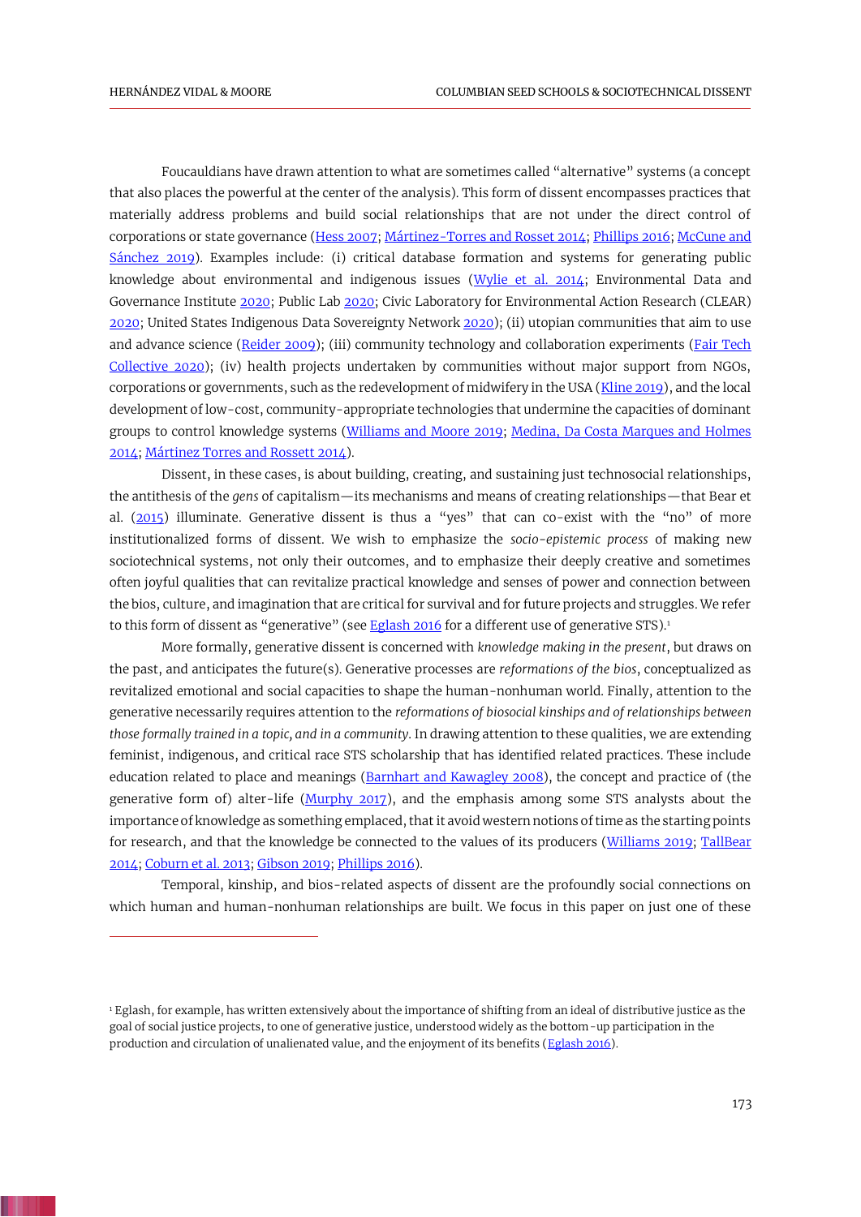Foucauldians have drawn attention to what are sometimes called "alternative" systems (a concept that also places the powerful at the center of the analysis). This form of dissent encompasses practices that materially address problems and build social relationships that are not under the direct control of corporations or state governance (Hess 2007; Mártinez-Torres and Rosset 2014; Phillips 2016; McCune and Sánchez 2019). Examples include: (i) critical database formation and systems for generating public knowledge about environmental and indigenous issues (Wylie et al. 2014; Environmental Data and Governance Institute 2020; Public Lab 2020; Civic Laboratory for Environmental Action Research (CLEAR) 2020; United States Indigenous Data Sovereignty Network 2020); (ii) utopian communities that aim to use and advance science (Reider 2009); (iii) community technology and collaboration experiments (Fair Tech Collective 2020); (iv) health projects undertaken by communities without major support from NGOs, corporations or governments, such as the redevelopment of midwifery in the USA (Kline 2019), and the local development of low-cost, community-appropriate technologies that undermine the capacities of dominant groups to control knowledge systems (Williams and Moore 2019; Medina, Da Costa Marques and Holmes 2014; Mártinez Torres and Rossett 2014).

Dissent, in these cases, is about building, creating, and sustaining just technosocial relationships, the antithesis of the *gens* of capitalism—its mechanisms and means of creating relationships—that Bear et al. (2015) illuminate. Generative dissent is thus a "yes" that can co-exist with the "no" of more institutionalized forms of dissent. We wish to emphasize the *socio-epistemic process* of making new sociotechnical systems, not only their outcomes, and to emphasize their deeply creative and sometimes often joyful qualities that can revitalize practical knowledge and senses of power and connection between the bios, culture, and imagination that are critical for survival and for future projects and struggles. We refer to this form of dissent as "generative" (see Eglash 2016 for a different use of generative STS).[1]

More formally, generative dissent is concerned with *knowledge making in the present*, but draws on the past, and anticipates the future(s). Generative processes are *reformations of the bios*, conceptualized as revitalized emotional and social capacities to shape the human-nonhuman world. Finally, attention to the generative necessarily requires attention to the *reformations of biosocial kinships and of relationships between those formally trained in a topic, and in a community*. In drawing attention to these qualities, we are extending feminist, indigenous, and critical race STS scholarship that has identified related practices. These include education related to place and meanings (Barnhart and Kawagley 2008), the concept and practice of (the generative form of) alter-life (Murphy 2017), and the emphasis among some STS analysts about the importance of knowledge as something emplaced, that it avoid western notions of time as the starting points for research, and that the knowledge be connected to the values of its producers (Williams 2019; TallBear 2014; Coburn et al. 2013; Gibson 2019; Phillips 2016).

Temporal, kinship, and bios-related aspects of dissent are the profoundly social connections on which human and human-nonhuman relationships are built. We focus in this paper on just one of these

---

[1] Eglash, for example, has written extensively about the importance of shifting from an ideal of distributive justice as the goal of social justice projects, to one of generative justice, understood widely as the bottom-up participation in the production and circulation of unalienated value, and the enjoyment of its benefits (Eglash 2016).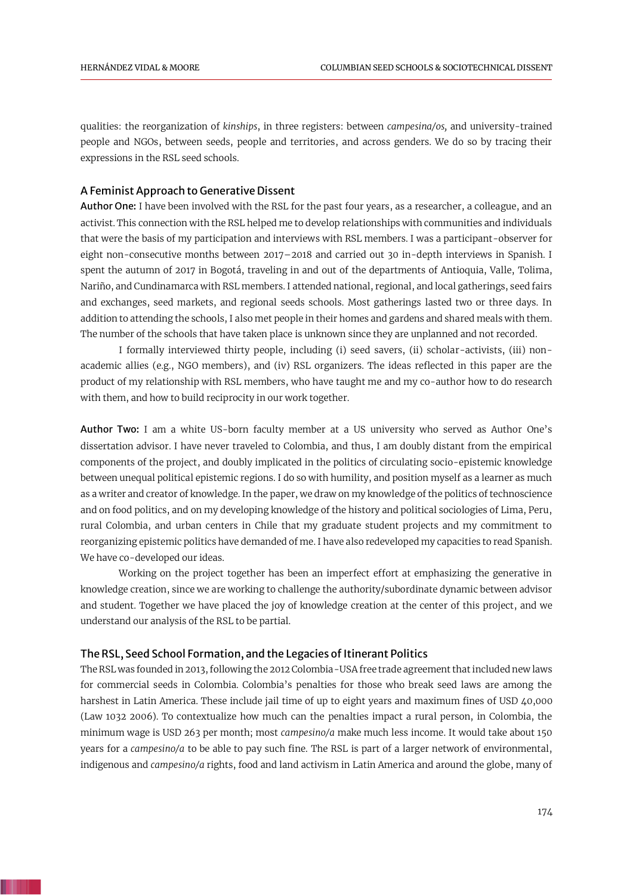qualities: the reorganization of *kinships*, in three registers: between *campesina/os,* and university-trained people and NGOs, between seeds, people and territories, and across genders. We do so by tracing their expressions in the RSL seed schools.

## A Feminist Approach to Generative Dissent

**Author One:** I have been involved with the RSL for the past four years, as a researcher, a colleague, and an activist. This connection with the RSL helped me to develop relationships with communities and individuals that were the basis of my participation and interviews with RSL members. I was a participant-observer for eight non-consecutive months between 2017–2018 and carried out 30 in-depth interviews in Spanish. I spent the autumn of 2017 in Bogotá, traveling in and out of the departments of Antioquia, Valle, Tolima, Nariño, and Cundinamarca with RSL members. I attended national, regional, and local gatherings, seed fairs and exchanges, seed markets, and regional seeds schools. Most gatherings lasted two or three days. In addition to attending the schools, I also met people in their homes and gardens and shared meals with them. The number of the schools that have taken place is unknown since they are unplanned and not recorded.

I formally interviewed thirty people, including (i) seed savers, (ii) scholar-activists, (iii) non-academic allies (e.g., NGO members), and (iv) RSL organizers. The ideas reflected in this paper are the product of my relationship with RSL members, who have taught me and my co-author how to do research with them, and how to build reciprocity in our work together.

**Author Two:** I am a white US-born faculty member at a US university who served as Author One's dissertation advisor. I have never traveled to Colombia, and thus, I am doubly distant from the empirical components of the project, and doubly implicated in the politics of circulating socio-epistemic knowledge between unequal political epistemic regions. I do so with humility, and position myself as a learner as much as a writer and creator of knowledge. In the paper, we draw on my knowledge of the politics of technoscience and on food politics, and on my developing knowledge of the history and political sociologies of Lima, Peru, rural Colombia, and urban centers in Chile that my graduate student projects and my commitment to reorganizing epistemic politics have demanded of me. I have also redeveloped my capacities to read Spanish. We have co-developed our ideas.

Working on the project together has been an imperfect effort at emphasizing the generative in knowledge creation, since we are working to challenge the authority/subordinate dynamic between advisor and student. Together we have placed the joy of knowledge creation at the center of this project, and we understand our analysis of the RSL to be partial.

## The RSL, Seed School Formation, and the Legacies of Itinerant Politics

The RSL was founded in 2013, following the 2012 Colombia-USA free trade agreement that included new laws for commercial seeds in Colombia. Colombia's penalties for those who break seed laws are among the harshest in Latin America. These include jail time of up to eight years and maximum fines of USD 40,000 (Law 1032 2006). To contextualize how much can the penalties impact a rural person, in Colombia, the minimum wage is USD 263 per month; most *campesino/a* make much less income. It would take about 150 years for a *campesino/a* to be able to pay such fine. The RSL is part of a larger network of environmental, indigenous and *campesino/a* rights, food and land activism in Latin America and around the globe, many of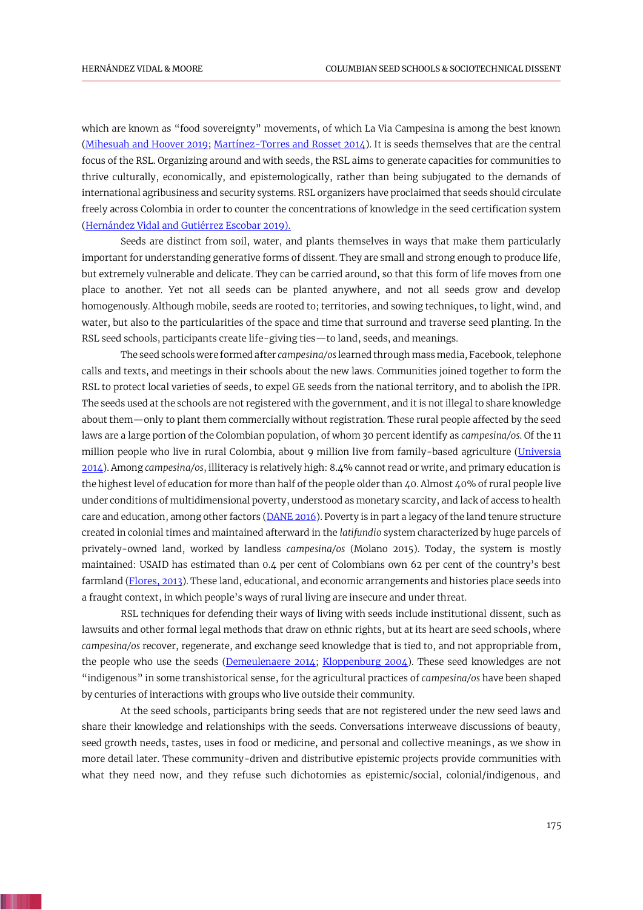which are known as "food sovereignty" movements, of which La Via Campesina is among the best known (Mihesuah and Hoover 2019; Martínez-Torres and Rosset 2014). It is seeds themselves that are the central focus of the RSL. Organizing around and with seeds, the RSL aims to generate capacities for communities to thrive culturally, economically, and epistemologically, rather than being subjugated to the demands of international agribusiness and security systems. RSL organizers have proclaimed that seeds should circulate freely across Colombia in order to counter the concentrations of knowledge in the seed certification system (Hernández Vidal and Gutiérrez Escobar 2019).

Seeds are distinct from soil, water, and plants themselves in ways that make them particularly important for understanding generative forms of dissent. They are small and strong enough to produce life, but extremely vulnerable and delicate. They can be carried around, so that this form of life moves from one place to another. Yet not all seeds can be planted anywhere, and not all seeds grow and develop homogenously. Although mobile, seeds are rooted to; territories, and sowing techniques, to light, wind, and water, but also to the particularities of the space and time that surround and traverse seed planting. In the RSL seed schools, participants create life-giving ties—to land, seeds, and meanings.

The seed schools were formed after *campesina/os* learned through mass media, Facebook, telephone calls and texts, and meetings in their schools about the new laws. Communities joined together to form the RSL to protect local varieties of seeds, to expel GE seeds from the national territory, and to abolish the IPR. The seeds used at the schools are not registered with the government, and it is not illegal to share knowledge about them—only to plant them commercially without registration. These rural people affected by the seed laws are a large portion of the Colombian population, of whom 30 percent identify as *campesina/os*. Of the 11 million people who live in rural Colombia, about 9 million live from family-based agriculture (Universia 2014). Among *campesina/os*, illiteracy is relatively high: 8.4% cannot read or write, and primary education is the highest level of education for more than half of the people older than 40. Almost 40% of rural people live under conditions of multidimensional poverty, understood as monetary scarcity, and lack of access to health care and education, among other factors (DANE 2016). Poverty is in part a legacy of the land tenure structure created in colonial times and maintained afterward in the *latifundio* system characterized by huge parcels of privately-owned land, worked by landless *campesina/os* (Molano 2015). Today, the system is mostly maintained: USAID has estimated than 0.4 per cent of Colombians own 62 per cent of the country's best farmland (Flores, 2013). These land, educational, and economic arrangements and histories place seeds into a fraught context, in which people's ways of rural living are insecure and under threat.

RSL techniques for defending their ways of living with seeds include institutional dissent, such as lawsuits and other formal legal methods that draw on ethnic rights, but at its heart are seed schools, where *campesina/os* recover, regenerate, and exchange seed knowledge that is tied to, and not appropriable from, the people who use the seeds (Demeulenaere 2014; Kloppenburg 2004). These seed knowledges are not "indigenous" in some transhistorical sense, for the agricultural practices of *campesina/os* have been shaped by centuries of interactions with groups who live outside their community.

At the seed schools, participants bring seeds that are not registered under the new seed laws and share their knowledge and relationships with the seeds. Conversations interweave discussions of beauty, seed growth needs, tastes, uses in food or medicine, and personal and collective meanings, as we show in more detail later. These community-driven and distributive epistemic projects provide communities with what they need now, and they refuse such dichotomies as epistemic/social, colonial/indigenous, and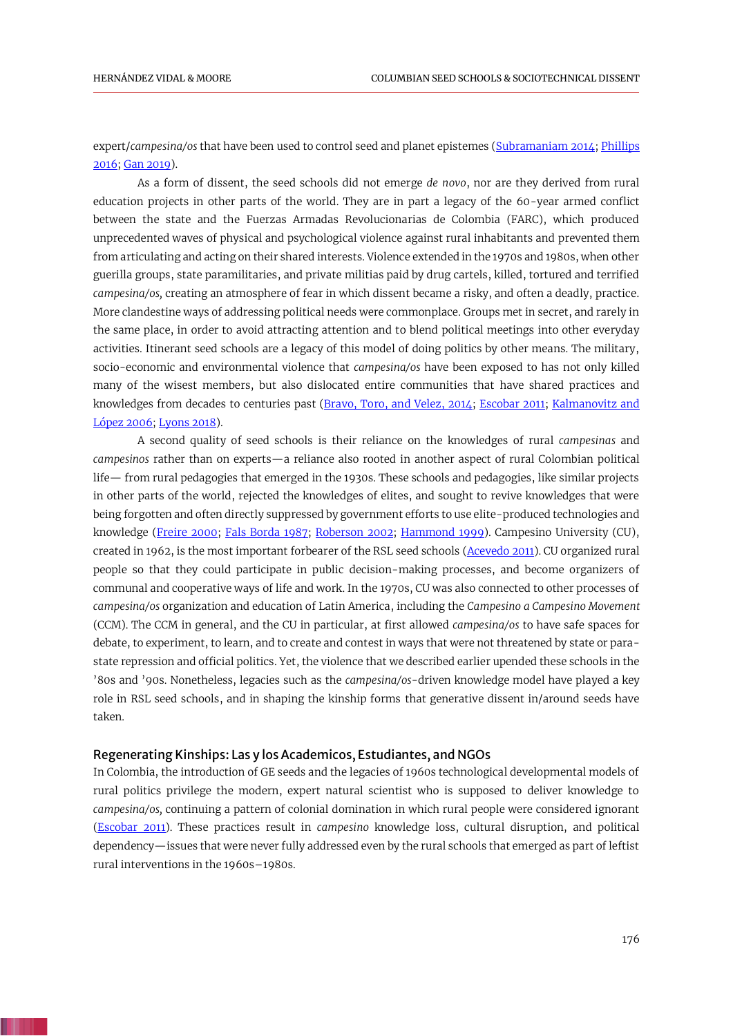expert/*campesina/os* that have been used to control seed and planet epistemes (Subramaniam 2014; Phillips 2016; Gan 2019).

As a form of dissent, the seed schools did not emerge *de novo*, nor are they derived from rural education projects in other parts of the world. They are in part a legacy of the 60-year armed conflict between the state and the Fuerzas Armadas Revolucionarias de Colombia (FARC), which produced unprecedented waves of physical and psychological violence against rural inhabitants and prevented them from articulating and acting on their shared interests. Violence extended in the 1970s and 1980s, when other guerilla groups, state paramilitaries, and private militias paid by drug cartels, killed, tortured and terrified *campesina/os*, creating an atmosphere of fear in which dissent became a risky, and often a deadly, practice. More clandestine ways of addressing political needs were commonplace. Groups met in secret, and rarely in the same place, in order to avoid attracting attention and to blend political meetings into other everyday activities. Itinerant seed schools are a legacy of this model of doing politics by other means. The military, socio-economic and environmental violence that *campesina/os* have been exposed to has not only killed many of the wisest members, but also dislocated entire communities that have shared practices and knowledges from decades to centuries past (Bravo, Toro, and Velez, 2014; Escobar 2011; Kalmanovitz and López 2006; Lyons 2018).

A second quality of seed schools is their reliance on the knowledges of rural *campesinas* and *campesinos* rather than on experts—a reliance also rooted in another aspect of rural Colombian political life— from rural pedagogies that emerged in the 1930s. These schools and pedagogies, like similar projects in other parts of the world, rejected the knowledges of elites, and sought to revive knowledges that were being forgotten and often directly suppressed by government efforts to use elite-produced technologies and knowledge (Freire 2000; Fals Borda 1987; Roberson 2002; Hammond 1999). Campesino University (CU), created in 1962, is the most important forbearer of the RSL seed schools (Acevedo 2011). CU organized rural people so that they could participate in public decision-making processes, and become organizers of communal and cooperative ways of life and work. In the 1970s, CU was also connected to other processes of *campesina/os* organization and education of Latin America, including the *Campesino a Campesino Movement* (CCM). The CCM in general, and the CU in particular, at first allowed *campesina/os* to have safe spaces for debate, to experiment, to learn, and to create and contest in ways that were not threatened by state or para-state repression and official politics. Yet, the violence that we described earlier upended these schools in the '80s and '90s. Nonetheless, legacies such as the *campesina/os*-driven knowledge model have played a key role in RSL seed schools, and in shaping the kinship forms that generative dissent in/around seeds have taken.

### Regenerating Kinships: Las y los Academicos, Estudiantes, and NGOs

In Colombia, the introduction of GE seeds and the legacies of 1960s technological developmental models of rural politics privilege the modern, expert natural scientist who is supposed to deliver knowledge to *campesina/os*, continuing a pattern of colonial domination in which rural people were considered ignorant (Escobar 2011). These practices result in *campesino* knowledge loss, cultural disruption, and political dependency—issues that were never fully addressed even by the rural schools that emerged as part of leftist rural interventions in the 1960s–1980s.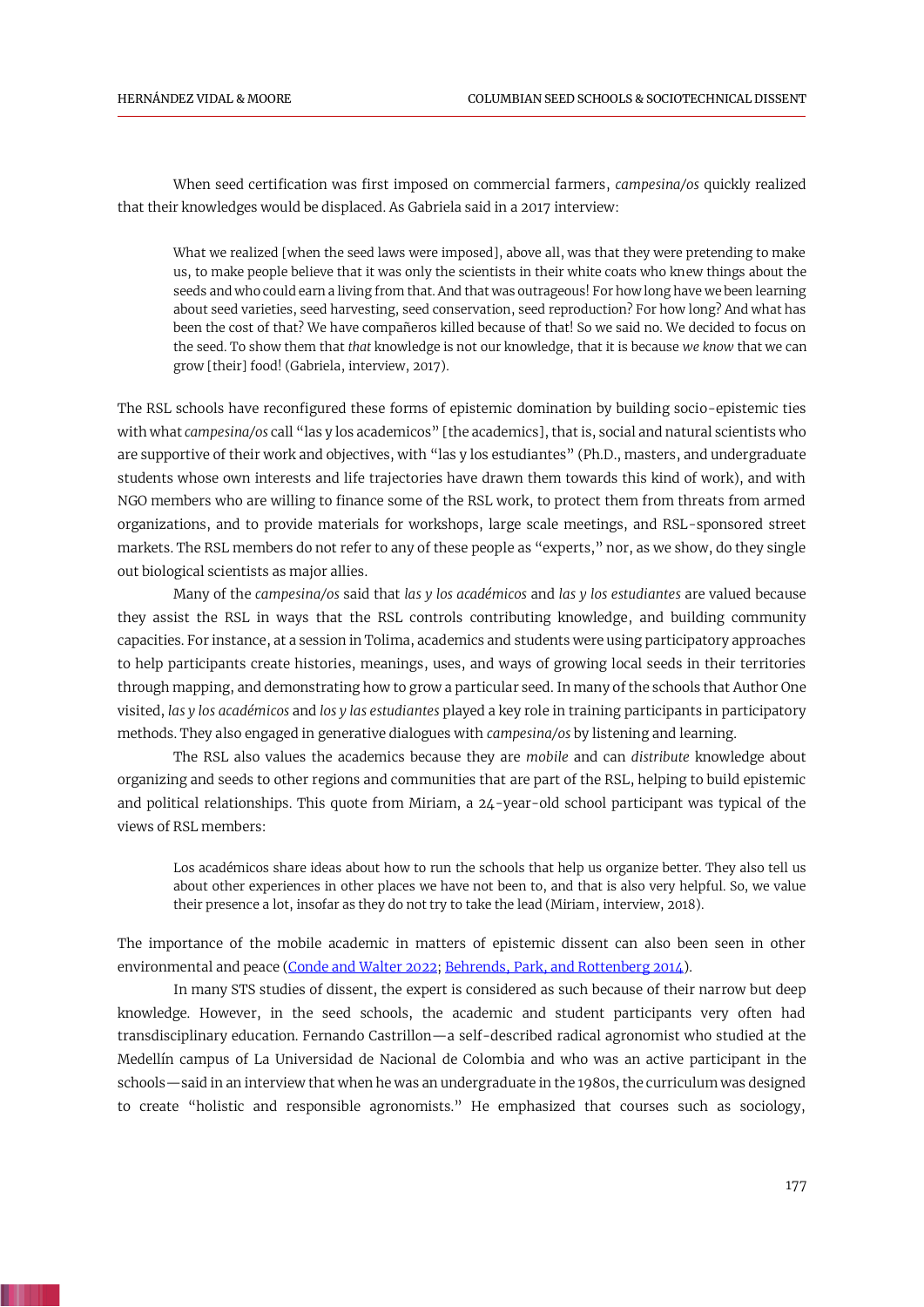When seed certification was first imposed on commercial farmers, *campesina/os* quickly realized that their knowledges would be displaced. As Gabriela said in a 2017 interview:

> What we realized [when the seed laws were imposed], above all, was that they were pretending to make us, to make people believe that it was only the scientists in their white coats who knew things about the seeds and who could earn a living from that. And that was outrageous! For how long have we been learning about seed varieties, seed harvesting, seed conservation, seed reproduction? For how long? And what has been the cost of that? We have compañeros killed because of that! So we said no. We decided to focus on the seed. To show them that *that* knowledge is not our knowledge, that it is because *we know* that we can grow [their] food! (Gabriela, interview, 2017).

The RSL schools have reconfigured these forms of epistemic domination by building socio-epistemic ties with what *campesina/os* call "las y los academicos" [the academics], that is, social and natural scientists who are supportive of their work and objectives, with "las y los estudiantes" (Ph.D., masters, and undergraduate students whose own interests and life trajectories have drawn them towards this kind of work), and with NGO members who are willing to finance some of the RSL work, to protect them from threats from armed organizations, and to provide materials for workshops, large scale meetings, and RSL-sponsored street markets. The RSL members do not refer to any of these people as "experts," nor, as we show, do they single out biological scientists as major allies.

Many of the *campesina/os* said that *las y los académicos* and *las y los estudiantes* are valued because they assist the RSL in ways that the RSL controls contributing knowledge, and building community capacities. For instance, at a session in Tolima, academics and students were using participatory approaches to help participants create histories, meanings, uses, and ways of growing local seeds in their territories through mapping, and demonstrating how to grow a particular seed. In many of the schools that Author One visited, *las y los académicos* and *los y las estudiantes* played a key role in training participants in participatory methods. They also engaged in generative dialogues with *campesina/os* by listening and learning.

The RSL also values the academics because they are *mobile* and can *distribute* knowledge about organizing and seeds to other regions and communities that are part of the RSL, helping to build epistemic and political relationships. This quote from Miriam, a 24-year-old school participant was typical of the views of RSL members:

> Los académicos share ideas about how to run the schools that help us organize better. They also tell us about other experiences in other places we have not been to, and that is also very helpful. So, we value their presence a lot, insofar as they do not try to take the lead (Miriam, interview, 2018).

The importance of the mobile academic in matters of epistemic dissent can also been seen in other environmental and peace (Conde and Walter 2022; Behrends, Park, and Rottenberg 2014).

In many STS studies of dissent, the expert is considered as such because of their narrow but deep knowledge. However, in the seed schools, the academic and student participants very often had transdisciplinary education. Fernando Castrillon—a self-described radical agronomist who studied at the Medellín campus of La Universidad de Nacional de Colombia and who was an active participant in the schools—said in an interview that when he was an undergraduate in the 1980s, the curriculum was designed to create "holistic and responsible agronomists." He emphasized that courses such as sociology,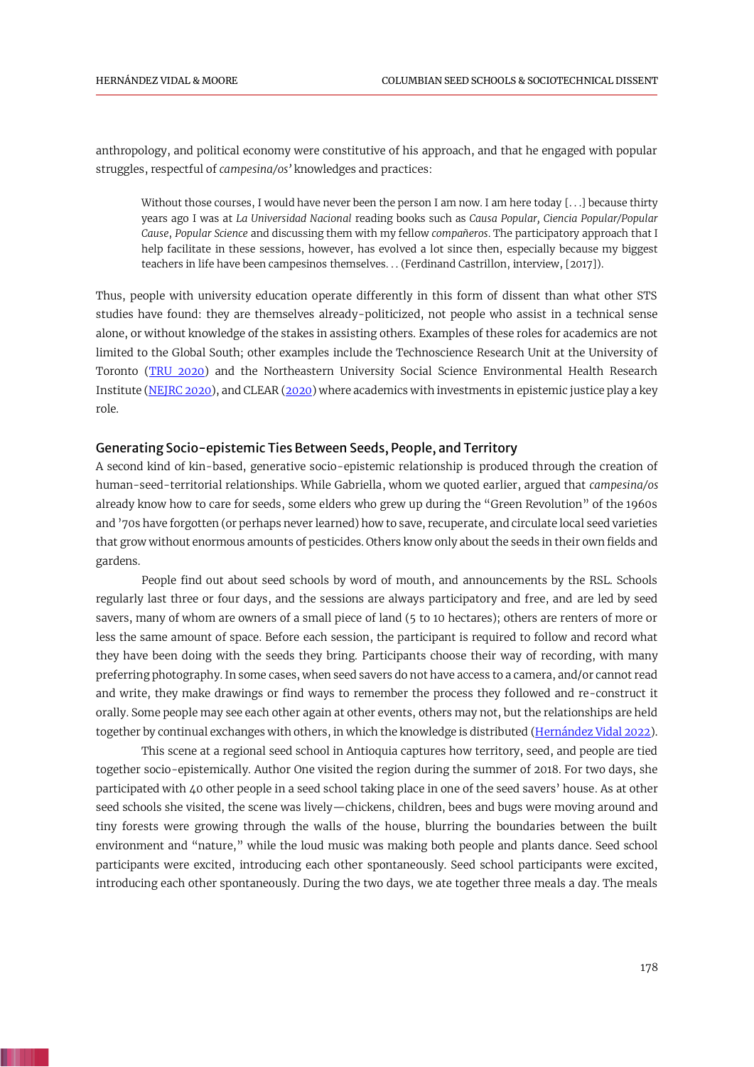anthropology, and political economy were constitutive of his approach, and that he engaged with popular struggles, respectful of *campesina/os'* knowledges and practices:

> Without those courses, I would have never been the person I am now. I am here today [. . .] because thirty years ago I was at *La Universidad Nacional* reading books such as *Causa Popular, Ciencia Popular/Popular Cause, Popular Science* and discussing them with my fellow *compañeros*. The participatory approach that I help facilitate in these sessions, however, has evolved a lot since then, especially because my biggest teachers in life have been campesinos themselves. . . (Ferdinand Castrillon, interview, [2017]).

Thus, people with university education operate differently in this form of dissent than what other STS studies have found: they are themselves already-politicized, not people who assist in a technical sense alone, or without knowledge of the stakes in assisting others. Examples of these roles for academics are not limited to the Global South; other examples include the Technoscience Research Unit at the University of Toronto (TRU 2020) and the Northeastern University Social Science Environmental Health Research Institute (NEJRC 2020), and CLEAR (2020) where academics with investments in epistemic justice play a key role.

### Generating Socio-epistemic Ties Between Seeds, People, and Territory

A second kind of kin-based, generative socio-epistemic relationship is produced through the creation of human-seed-territorial relationships. While Gabriella, whom we quoted earlier, argued that *campesina/os* already know how to care for seeds, some elders who grew up during the "Green Revolution" of the 1960s and '70s have forgotten (or perhaps never learned) how to save, recuperate, and circulate local seed varieties that grow without enormous amounts of pesticides. Others know only about the seeds in their own fields and gardens.

People find out about seed schools by word of mouth, and announcements by the RSL. Schools regularly last three or four days, and the sessions are always participatory and free, and are led by seed savers, many of whom are owners of a small piece of land (5 to 10 hectares); others are renters of more or less the same amount of space. Before each session, the participant is required to follow and record what they have been doing with the seeds they bring. Participants choose their way of recording, with many preferring photography. In some cases, when seed savers do not have access to a camera, and/or cannot read and write, they make drawings or find ways to remember the process they followed and re-construct it orally. Some people may see each other again at other events, others may not, but the relationships are held together by continual exchanges with others, in which the knowledge is distributed (Hernández Vidal 2022).

This scene at a regional seed school in Antioquia captures how territory, seed, and people are tied together socio-epistemically. Author One visited the region during the summer of 2018. For two days, she participated with 40 other people in a seed school taking place in one of the seed savers' house. As at other seed schools she visited, the scene was lively—chickens, children, bees and bugs were moving around and tiny forests were growing through the walls of the house, blurring the boundaries between the built environment and "nature," while the loud music was making both people and plants dance. Seed school participants were excited, introducing each other spontaneously. Seed school participants were excited, introducing each other spontaneously. During the two days, we ate together three meals a day. The meals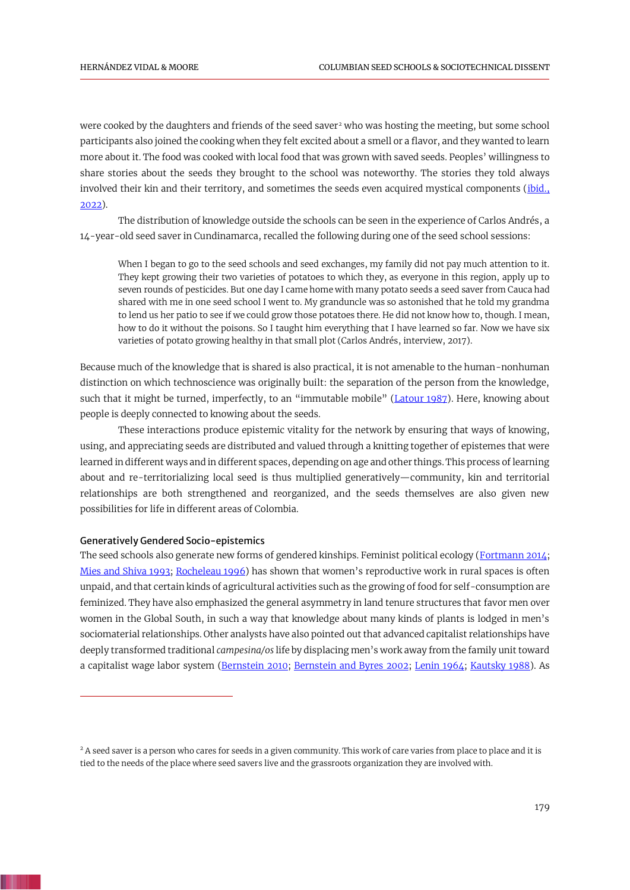were cooked by the daughters and friends of the seed saver[2] who was hosting the meeting, but some school participants also joined the cooking when they felt excited about a smell or a flavor, and they wanted to learn more about it. The food was cooked with local food that was grown with saved seeds. Peoples' willingness to share stories about the seeds they brought to the school was noteworthy. The stories they told always involved their kin and their territory, and sometimes the seeds even acquired mystical components (ibid., 2022).

The distribution of knowledge outside the schools can be seen in the experience of Carlos Andrés, a 14-year-old seed saver in Cundinamarca, recalled the following during one of the seed school sessions:

> When I began to go to the seed schools and seed exchanges, my family did not pay much attention to it. They kept growing their two varieties of potatoes to which they, as everyone in this region, apply up to seven rounds of pesticides. But one day I came home with many potato seeds a seed saver from Cauca had shared with me in one seed school I went to. My granduncle was so astonished that he told my grandma to lend us her patio to see if we could grow those potatoes there. He did not know how to, though. I mean, how to do it without the poisons. So I taught him everything that I have learned so far. Now we have six varieties of potato growing healthy in that small plot (Carlos Andrés, interview, 2017).

Because much of the knowledge that is shared is also practical, it is not amenable to the human-nonhuman distinction on which technoscience was originally built: the separation of the person from the knowledge, such that it might be turned, imperfectly, to an "immutable mobile" (Latour 1987). Here, knowing about people is deeply connected to knowing about the seeds.

These interactions produce epistemic vitality for the network by ensuring that ways of knowing, using, and appreciating seeds are distributed and valued through a knitting together of epistemes that were learned in different ways and in different spaces, depending on age and other things. This process of learning about and re-territorializing local seed is thus multiplied generatively—community, kin and territorial relationships are both strengthened and reorganized, and the seeds themselves are also given new possibilities for life in different areas of Colombia.

### Generatively Gendered Socio-epistemics

The seed schools also generate new forms of gendered kinships. Feminist political ecology (Fortmann 2014; Mies and Shiva 1993; Rocheleau 1996) has shown that women's reproductive work in rural spaces is often unpaid, and that certain kinds of agricultural activities such as the growing of food for self-consumption are feminized. They have also emphasized the general asymmetry in land tenure structures that favor men over women in the Global South, in such a way that knowledge about many kinds of plants is lodged in men's sociomaterial relationships. Other analysts have also pointed out that advanced capitalist relationships have deeply transformed traditional *campesina/os* life by displacing men's work away from the family unit toward a capitalist wage labor system (Bernstein 2010; Bernstein and Byres 2002; Lenin 1964; Kautsky 1988). As

[2] A seed saver is a person who cares for seeds in a given community. This work of care varies from place to place and it is tied to the needs of the place where seed savers live and the grassroots organization they are involved with.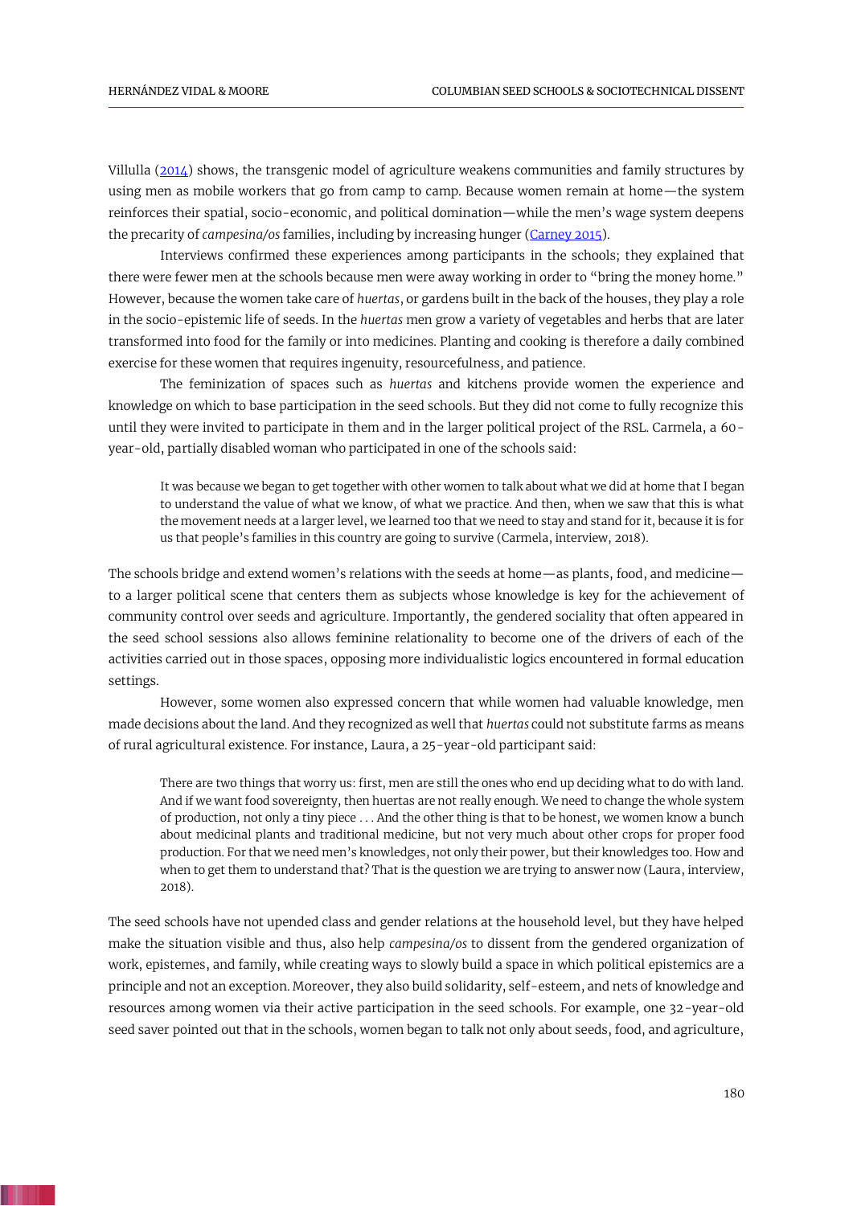Villulla (2014) shows, the transgenic model of agriculture weakens communities and family structures by using men as mobile workers that go from camp to camp. Because women remain at home—the system reinforces their spatial, socio-economic, and political domination—while the men's wage system deepens the precarity of *campesina/os* families, including by increasing hunger (Carney 2015).

Interviews confirmed these experiences among participants in the schools; they explained that there were fewer men at the schools because men were away working in order to "bring the money home." However, because the women take care of *huertas*, or gardens built in the back of the houses, they play a role in the socio-epistemic life of seeds. In the *huertas* men grow a variety of vegetables and herbs that are later transformed into food for the family or into medicines. Planting and cooking is therefore a daily combined exercise for these women that requires ingenuity, resourcefulness, and patience.

The feminization of spaces such as *huertas* and kitchens provide women the experience and knowledge on which to base participation in the seed schools. But they did not come to fully recognize this until they were invited to participate in them and in the larger political project of the RSL. Carmela, a 60-year-old, partially disabled woman who participated in one of the schools said:

> It was because we began to get together with other women to talk about what we did at home that I began to understand the value of what we know, of what we practice. And then, when we saw that this is what the movement needs at a larger level, we learned too that we need to stay and stand for it, because it is for us that people's families in this country are going to survive (Carmela, interview, 2018).

The schools bridge and extend women's relations with the seeds at home—as plants, food, and medicine—to a larger political scene that centers them as subjects whose knowledge is key for the achievement of community control over seeds and agriculture. Importantly, the gendered sociality that often appeared in the seed school sessions also allows feminine relationality to become one of the drivers of each of the activities carried out in those spaces, opposing more individualistic logics encountered in formal education settings.

However, some women also expressed concern that while women had valuable knowledge, men made decisions about the land. And they recognized as well that *huertas* could not substitute farms as means of rural agricultural existence. For instance, Laura, a 25-year-old participant said:

> There are two things that worry us: first, men are still the ones who end up deciding what to do with land. And if we want food sovereignty, then huertas are not really enough. We need to change the whole system of production, not only a tiny piece . . . And the other thing is that to be honest, we women know a bunch about medicinal plants and traditional medicine, but not very much about other crops for proper food production. For that we need men's knowledges, not only their power, but their knowledges too. How and when to get them to understand that? That is the question we are trying to answer now (Laura, interview, 2018).

The seed schools have not upended class and gender relations at the household level, but they have helped make the situation visible and thus, also help *campesina/os* to dissent from the gendered organization of work, epistemes, and family, while creating ways to slowly build a space in which political epistemics are a principle and not an exception. Moreover, they also build solidarity, self-esteem, and nets of knowledge and resources among women via their active participation in the seed schools. For example, one 32-year-old seed saver pointed out that in the schools, women began to talk not only about seeds, food, and agriculture,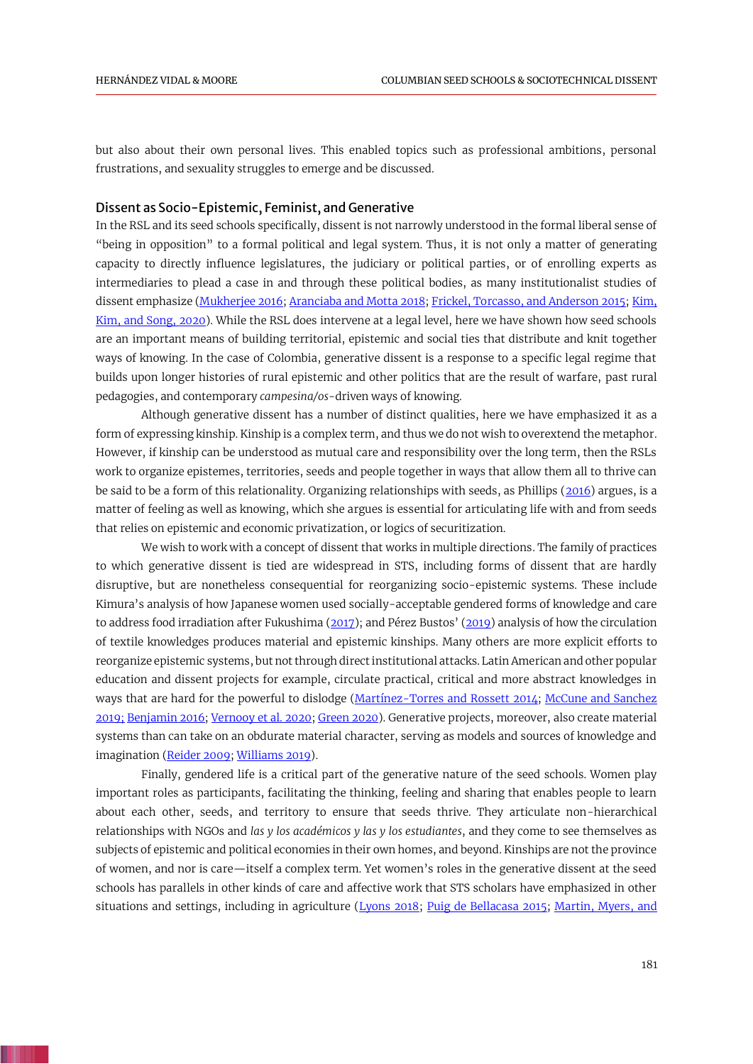but also about their own personal lives. This enabled topics such as professional ambitions, personal frustrations, and sexuality struggles to emerge and be discussed.

## Dissent as Socio-Epistemic, Feminist, and Generative

In the RSL and its seed schools specifically, dissent is not narrowly understood in the formal liberal sense of "being in opposition" to a formal political and legal system. Thus, it is not only a matter of generating capacity to directly influence legislatures, the judiciary or political parties, or of enrolling experts as intermediaries to plead a case in and through these political bodies, as many institutionalist studies of dissent emphasize (Mukherjee 2016; Aranciaba and Motta 2018; Frickel, Torcasso, and Anderson 2015; Kim, Kim, and Song, 2020). While the RSL does intervene at a legal level, here we have shown how seed schools are an important means of building territorial, epistemic and social ties that distribute and knit together ways of knowing. In the case of Colombia, generative dissent is a response to a specific legal regime that builds upon longer histories of rural epistemic and other politics that are the result of warfare, past rural pedagogies, and contemporary *campesina/os*-driven ways of knowing.

Although generative dissent has a number of distinct qualities, here we have emphasized it as a form of expressing kinship. Kinship is a complex term, and thus we do not wish to overextend the metaphor. However, if kinship can be understood as mutual care and responsibility over the long term, then the RSLs work to organize epistemes, territories, seeds and people together in ways that allow them all to thrive can be said to be a form of this relationality. Organizing relationships with seeds, as Phillips (2016) argues, is a matter of feeling as well as knowing, which she argues is essential for articulating life with and from seeds that relies on epistemic and economic privatization, or logics of securitization.

We wish to work with a concept of dissent that works in multiple directions. The family of practices to which generative dissent is tied are widespread in STS, including forms of dissent that are hardly disruptive, but are nonetheless consequential for reorganizing socio-epistemic systems. These include Kimura's analysis of how Japanese women used socially-acceptable gendered forms of knowledge and care to address food irradiation after Fukushima (2017); and Pérez Bustos' (2019) analysis of how the circulation of textile knowledges produces material and epistemic kinships. Many others are more explicit efforts to reorganize epistemic systems, but not through direct institutional attacks. Latin American and other popular education and dissent projects for example, circulate practical, critical and more abstract knowledges in ways that are hard for the powerful to dislodge (Martínez-Torres and Rossett 2014; McCune and Sanchez 2019; Benjamin 2016; Vernooy et al. 2020; Green 2020). Generative projects, moreover, also create material systems than can take on an obdurate material character, serving as models and sources of knowledge and imagination (Reider 2009; Williams 2019).

Finally, gendered life is a critical part of the generative nature of the seed schools. Women play important roles as participants, facilitating the thinking, feeling and sharing that enables people to learn about each other, seeds, and territory to ensure that seeds thrive. They articulate non-hierarchical relationships with NGOs and *las y los académicos y las y los estudiantes*, and they come to see themselves as subjects of epistemic and political economies in their own homes, and beyond. Kinships are not the province of women, and nor is care—itself a complex term. Yet women's roles in the generative dissent at the seed schools has parallels in other kinds of care and affective work that STS scholars have emphasized in other situations and settings, including in agriculture (Lyons 2018; Puig de Bellacasa 2015; Martin, Myers, and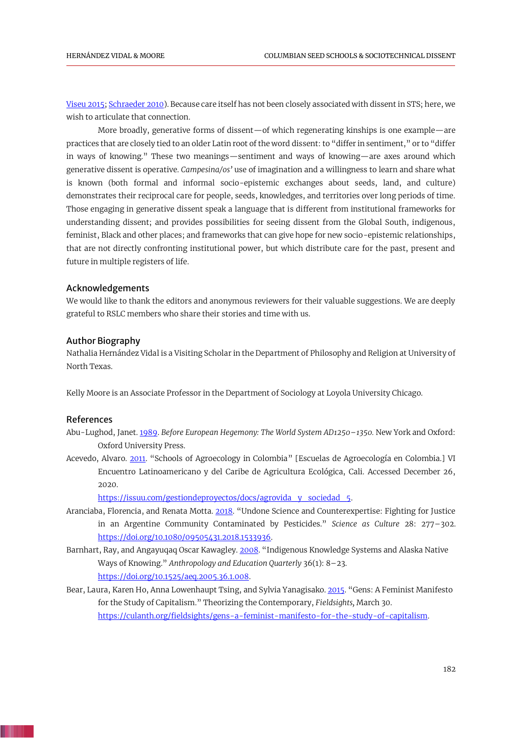Viseu 2015; Schraeder 2010). Because care itself has not been closely associated with dissent in STS; here, we wish to articulate that connection.

More broadly, generative forms of dissent—of which regenerating kinships is one example—are practices that are closely tied to an older Latin root of the word dissent: to "differ in sentiment," or to "differ in ways of knowing." These two meanings—sentiment and ways of knowing—are axes around which generative dissent is operative. *Campesina/os'* use of imagination and a willingness to learn and share what is known (both formal and informal socio-epistemic exchanges about seeds, land, and culture) demonstrates their reciprocal care for people, seeds, knowledges, and territories over long periods of time. Those engaging in generative dissent speak a language that is different from institutional frameworks for understanding dissent; and provides possibilities for seeing dissent from the Global South, indigenous, feminist, Black and other places; and frameworks that can give hope for new socio-epistemic relationships, that are not directly confronting institutional power, but which distribute care for the past, present and future in multiple registers of life.

## Acknowledgements

We would like to thank the editors and anonymous reviewers for their valuable suggestions. We are deeply grateful to RSLC members who share their stories and time with us.

## Author Biography

Nathalia Hernández Vidal is a Visiting Scholar in the Department of Philosophy and Religion at University of North Texas.

Kelly Moore is an Associate Professor in the Department of Sociology at Loyola University Chicago.

## References

Abu-Lughod, Janet. 1989. *Before European Hegemony: The World System AD1250–1350.* New York and Oxford: Oxford University Press.

Acevedo, Alvaro. 2011. "Schools of Agroecology in Colombia" [Escuelas de Agroecología en Colombia.] VI Encuentro Latinoamericano y del Caribe de Agricultura Ecológica, Cali. Accessed December 26, 2020. https://issuu.com/gestiondeproyectos/docs/agrovida_y_sociedad_5.

Aranciaba, Florencia, and Renata Motta. 2018. "Undone Science and Counterexpertise: Fighting for Justice in an Argentine Community Contaminated by Pesticides." *Science as Culture* 28: 277–302. https://doi.org/10.1080/09505431.2018.1533936.

Barnhart, Ray, and Angayuqaq Oscar Kawagley. 2008. "Indigenous Knowledge Systems and Alaska Native Ways of Knowing." *Anthropology and Education Quarterly* 36(1): 8–23. https://doi.org/10.1525/aeq.2005.36.1.008.

Bear, Laura, Karen Ho, Anna Lowenhaupt Tsing, and Sylvia Yanagisako. 2015. "Gens: A Feminist Manifesto for the Study of Capitalism." Theorizing the Contemporary, *Fieldsights*, March 30. https://culanth.org/fieldsights/gens-a-feminist-manifesto-for-the-study-of-capitalism.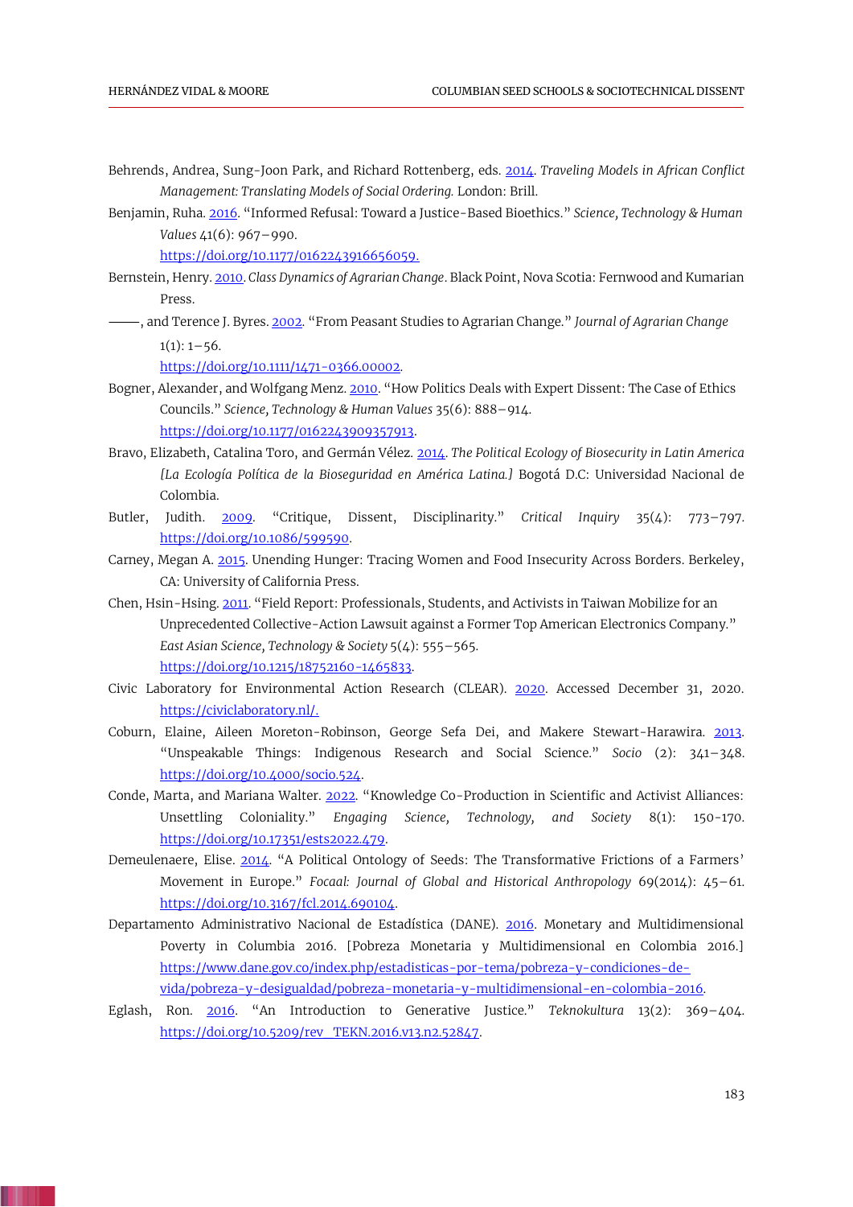Behrends, Andrea, Sung-Joon Park, and Richard Rottenberg, eds. 2014. *Traveling Models in African Conflict Management: Translating Models of Social Ordering.* London: Brill.

Benjamin, Ruha. 2016. "Informed Refusal: Toward a Justice-Based Bioethics." *Science, Technology & Human Values* 41(6): 967–990. https://doi.org/10.1177/0162243916656059.

Bernstein, Henry. 2010. *Class Dynamics of Agrarian Change*. Black Point, Nova Scotia: Fernwood and Kumarian Press.

———, and Terence J. Byres. 2002. "From Peasant Studies to Agrarian Change." *Journal of Agrarian Change* 1(1): 1–56. https://doi.org/10.1111/1471-0366.00002.

Bogner, Alexander, and Wolfgang Menz. 2010. "How Politics Deals with Expert Dissent: The Case of Ethics Councils." *Science, Technology & Human Values* 35(6): 888–914. https://doi.org/10.1177/0162243909357913.

Bravo, Elizabeth, Catalina Toro, and Germán Vélez. 2014. *The Political Ecology of Biosecurity in Latin America [La Ecología Política de la Bioseguridad en América Latina.]* Bogotá D.C: Universidad Nacional de Colombia.

Butler, Judith. 2009. "Critique, Dissent, Disciplinarity." *Critical Inquiry* 35(4): 773–797. https://doi.org/10.1086/599590.

Carney, Megan A. 2015. Unending Hunger: Tracing Women and Food Insecurity Across Borders. Berkeley, CA: University of California Press.

Chen, Hsin-Hsing. 2011. "Field Report: Professionals, Students, and Activists in Taiwan Mobilize for an Unprecedented Collective-Action Lawsuit against a Former Top American Electronics Company." *East Asian Science, Technology & Society* 5(4): 555–565. https://doi.org/10.1215/18752160-1465833.

Civic Laboratory for Environmental Action Research (CLEAR). 2020. Accessed December 31, 2020. https://civiclaboratory.nl/.

Coburn, Elaine, Aileen Moreton-Robinson, George Sefa Dei, and Makere Stewart-Harawira. 2013. "Unspeakable Things: Indigenous Research and Social Science." *Socio* (2): 341–348. https://doi.org/10.4000/socio.524.

Conde, Marta, and Mariana Walter. 2022. "Knowledge Co-Production in Scientific and Activist Alliances: Unsettling Coloniality." *Engaging Science, Technology, and Society* 8(1): 150-170. https://doi.org/10.17351/ests2022.479.

Demeulenaere, Elise. 2014. "A Political Ontology of Seeds: The Transformative Frictions of a Farmers' Movement in Europe." *Focaal: Journal of Global and Historical Anthropology* 69(2014): 45–61. https://doi.org/10.3167/fcl.2014.690104.

Departamento Administrativo Nacional de Estadística (DANE). 2016. Monetary and Multidimensional Poverty in Columbia 2016. [Pobreza Monetaria y Multidimensional en Colombia 2016.] https://www.dane.gov.co/index.php/estadisticas-por-tema/pobreza-y-condiciones-de-vida/pobreza-y-desigualdad/pobreza-monetaria-y-multidimensional-en-colombia-2016.

Eglash, Ron. 2016. "An Introduction to Generative Justice." *Teknokultura* 13(2): 369–404. https://doi.org/10.5209/rev_TEKN.2016.v13.n2.52847.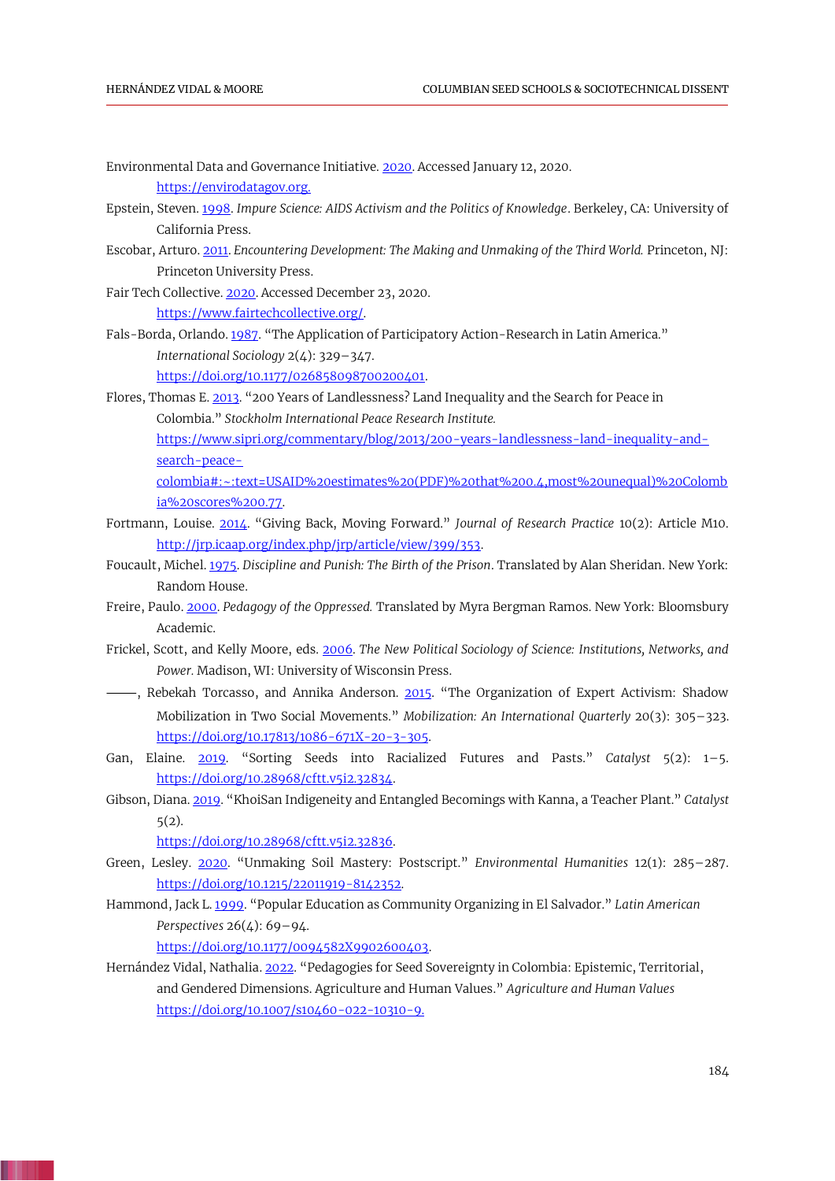Environmental Data and Governance Initiative. 2020. Accessed January 12, 2020. https://envirodatagov.org.

Epstein, Steven. 1998. *Impure Science: AIDS Activism and the Politics of Knowledge*. Berkeley, CA: University of California Press.

Escobar, Arturo. 2011. *Encountering Development: The Making and Unmaking of the Third World.* Princeton, NJ: Princeton University Press.

Fair Tech Collective. 2020. Accessed December 23, 2020. https://www.fairtechcollective.org/.

Fals-Borda, Orlando. 1987. "The Application of Participatory Action-Research in Latin America." *International Sociology* 2(4): 329–347. https://doi.org/10.1177/026858098700200401.

Flores, Thomas E. 2013. "200 Years of Landlessness? Land Inequality and the Search for Peace in Colombia." *Stockholm International Peace Research Institute.* https://www.sipri.org/commentary/blog/2013/200-years-landlessness-land-inequality-and-search-peace-colombia#:~:text=USAID%20estimates%20(PDF)%20that%200.4,most%20unequal)%20Colombia%20scores%200.77.

Fortmann, Louise. 2014. "Giving Back, Moving Forward." *Journal of Research Practice* 10(2): Article M10. http://jrp.icaap.org/index.php/jrp/article/view/399/353.

Foucault, Michel. 1975. *Discipline and Punish: The Birth of the Prison*. Translated by Alan Sheridan. New York: Random House.

Freire, Paulo. 2000. *Pedagogy of the Oppressed.* Translated by Myra Bergman Ramos. New York: Bloomsbury Academic.

Frickel, Scott, and Kelly Moore, eds. 2006. *The New Political Sociology of Science: Institutions, Networks, and Power.* Madison, WI: University of Wisconsin Press.

———, Rebekah Torcasso, and Annika Anderson. 2015. "The Organization of Expert Activism: Shadow Mobilization in Two Social Movements." *Mobilization: An International Quarterly* 20(3): 305–323. https://doi.org/10.17813/1086-671X-20-3-305.

Gan, Elaine. 2019. "Sorting Seeds into Racialized Futures and Pasts." *Catalyst* 5(2): 1–5. https://doi.org/10.28968/cftt.v5i2.32834.

Gibson, Diana. 2019. "KhoiSan Indigeneity and Entangled Becomings with Kanna, a Teacher Plant." *Catalyst* 5(2). https://doi.org/10.28968/cftt.v5i2.32836.

Green, Lesley. 2020. "Unmaking Soil Mastery: Postscript." *Environmental Humanities* 12(1): 285–287. https://doi.org/10.1215/22011919-8142352.

Hammond, Jack L. 1999. "Popular Education as Community Organizing in El Salvador." *Latin American Perspectives* 26(4): 69–94. https://doi.org/10.1177/0094582X9902600403.

Hernández Vidal, Nathalia. 2022. "Pedagogies for Seed Sovereignty in Colombia: Epistemic, Territorial, and Gendered Dimensions. Agriculture and Human Values." *Agriculture and Human Values* https://doi.org/10.1007/s10460-022-10310-9.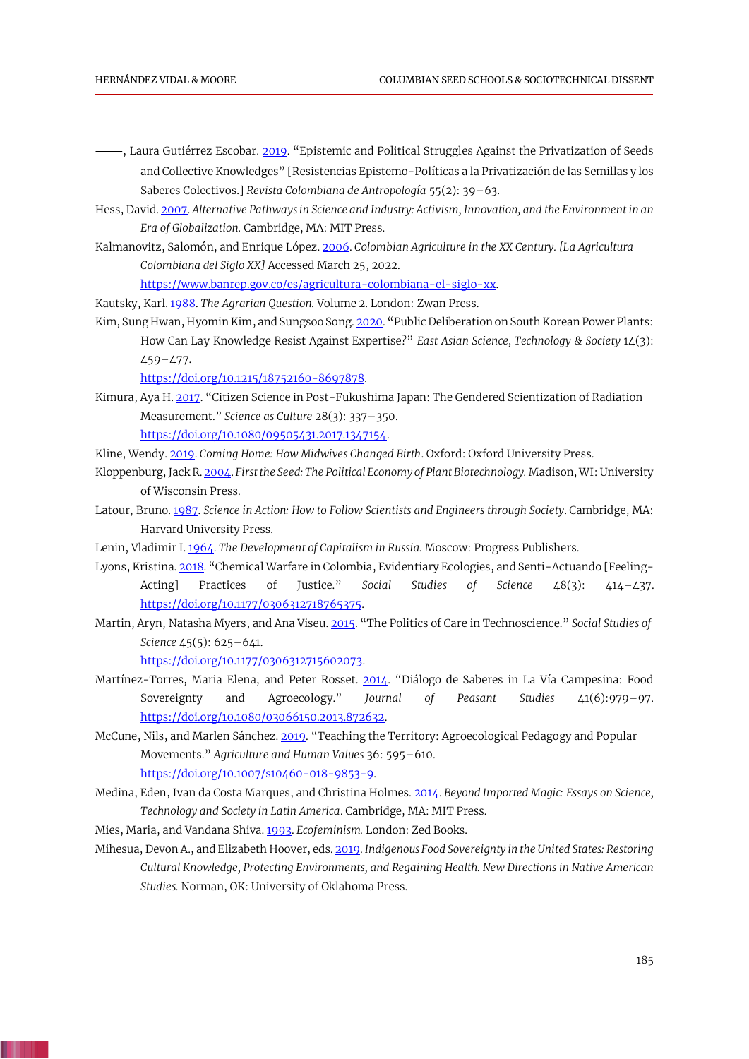———, Laura Gutiérrez Escobar. 2019. "Epistemic and Political Struggles Against the Privatization of Seeds and Collective Knowledges" [Resistencias Epistemo-Políticas a la Privatización de las Semillas y los Saberes Colectivos.] *Revista Colombiana de Antropología* 55(2): 39–63.

Hess, David. 2007. *Alternative Pathways in Science and Industry: Activism, Innovation, and the Environment in an Era of Globalization.* Cambridge, MA: MIT Press.

Kalmanovitz, Salomón, and Enrique López. 2006. *Colombian Agriculture in the XX Century. [La Agricultura Colombiana del Siglo XX]* Accessed March 25, 2022. https://www.banrep.gov.co/es/agricultura-colombiana-el-siglo-xx.

Kautsky, Karl. 1988. *The Agrarian Question.* Volume 2. London: Zwan Press.

Kim, Sung Hwan, Hyomin Kim, and Sungsoo Song. 2020. "Public Deliberation on South Korean Power Plants: How Can Lay Knowledge Resist Against Expertise?" *East Asian Science, Technology & Society* 14(3): 459–477. https://doi.org/10.1215/18752160-8697878.

Kimura, Aya H. 2017. "Citizen Science in Post-Fukushima Japan: The Gendered Scientization of Radiation Measurement." *Science as Culture* 28(3): 337–350. https://doi.org/10.1080/09505431.2017.1347154.

Kline, Wendy. 2019. *Coming Home: How Midwives Changed Birth*. Oxford: Oxford University Press.

Kloppenburg, Jack R. 2004. *First the Seed: The Political Economy of Plant Biotechnology.* Madison, WI: University of Wisconsin Press.

Latour, Bruno. 1987. *Science in Action: How to Follow Scientists and Engineers through Society*. Cambridge, MA: Harvard University Press.

Lenin, Vladimir I. 1964. *The Development of Capitalism in Russia.* Moscow: Progress Publishers.

Lyons, Kristina. 2018. "Chemical Warfare in Colombia, Evidentiary Ecologies, and Senti-Actuando [Feeling-Acting] Practices of Justice." *Social Studies of Science* 48(3): 414–437. https://doi.org/10.1177/0306312718765375.

Martin, Aryn, Natasha Myers, and Ana Viseu. 2015. "The Politics of Care in Technoscience." *Social Studies of Science* 45(5): 625–641. https://doi.org/10.1177/0306312715602073.

Martínez-Torres, Maria Elena, and Peter Rosset. 2014. "Diálogo de Saberes in La Vía Campesina: Food Sovereignty and Agroecology." *Journal of Peasant Studies* 41(6):979–97. https://doi.org/10.1080/03066150.2013.872632.

McCune, Nils, and Marlen Sánchez. 2019. "Teaching the Territory: Agroecological Pedagogy and Popular Movements." *Agriculture and Human Values* 36: 595–610. https://doi.org/10.1007/s10460-018-9853-9.

Medina, Eden, Ivan da Costa Marques, and Christina Holmes. 2014. *Beyond Imported Magic: Essays on Science, Technology and Society in Latin America*. Cambridge, MA: MIT Press.

Mies, Maria, and Vandana Shiva. 1993. *Ecofeminism.* London: Zed Books.

Mihesua, Devon A., and Elizabeth Hoover, eds. 2019. *Indigenous Food Sovereignty in the United States: Restoring Cultural Knowledge, Protecting Environments, and Regaining Health. New Directions in Native American Studies.* Norman, OK: University of Oklahoma Press.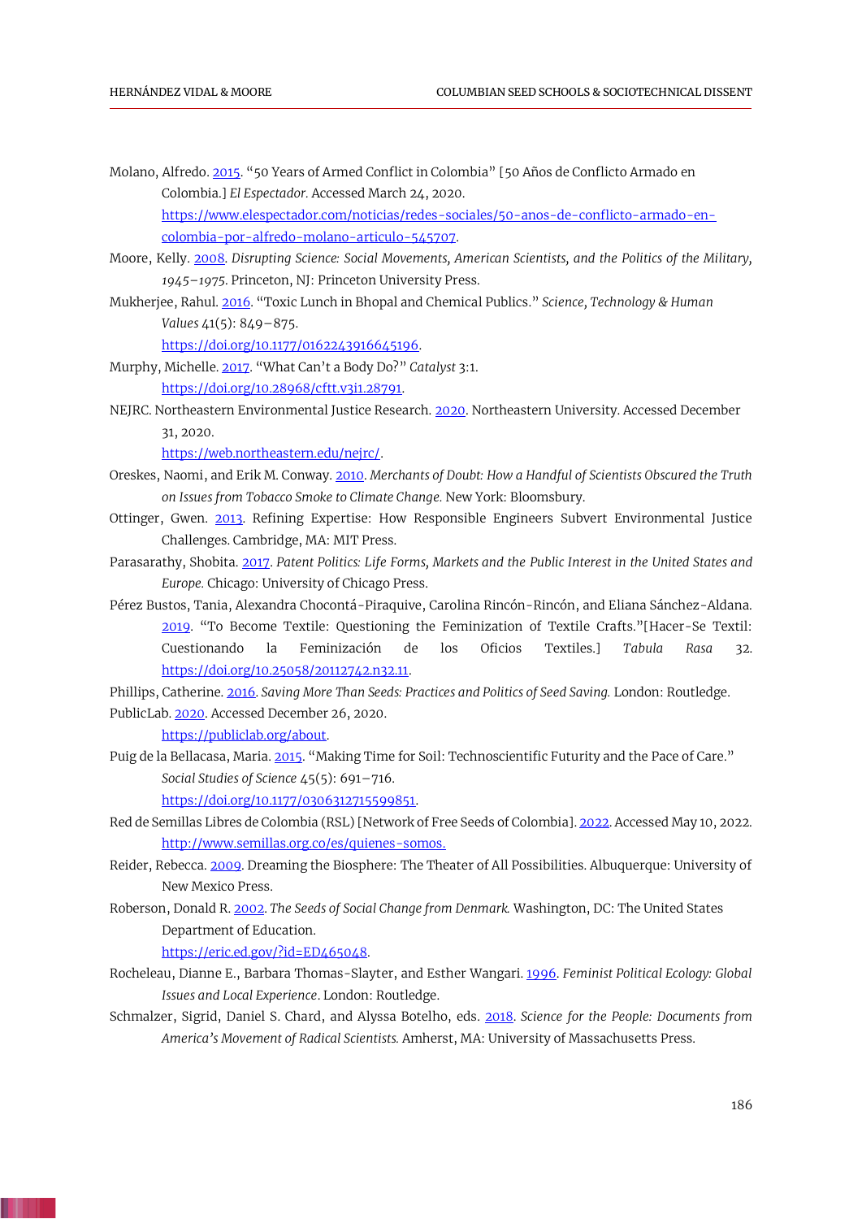Molano, Alfredo. 2015. "50 Years of Armed Conflict in Colombia" [50 Años de Conflicto Armado en Colombia.] *El Espectador.* Accessed March 24, 2020. https://www.elespectador.com/noticias/redes-sociales/50-anos-de-conflicto-armado-en-colombia-por-alfredo-molano-articulo-545707.

Moore, Kelly. 2008. *Disrupting Science: Social Movements, American Scientists, and the Politics of the Military, 1945–1975.* Princeton, NJ: Princeton University Press.

Mukherjee, Rahul. 2016. "Toxic Lunch in Bhopal and Chemical Publics." *Science, Technology & Human Values* 41(5): 849–875. https://doi.org/10.1177/0162243916645196.

Murphy, Michelle. 2017. "What Can't a Body Do?" *Catalyst* 3:1. https://doi.org/10.28968/cftt.v3i1.28791.

NEJRC. Northeastern Environmental Justice Research. 2020. Northeastern University. Accessed December 31, 2020. https://web.northeastern.edu/nejrc/.

Oreskes, Naomi, and Erik M. Conway. 2010. *Merchants of Doubt: How a Handful of Scientists Obscured the Truth on Issues from Tobacco Smoke to Climate Change.* New York: Bloomsbury.

Ottinger, Gwen. 2013. Refining Expertise: How Responsible Engineers Subvert Environmental Justice Challenges. Cambridge, MA: MIT Press.

Parasarathy, Shobita. 2017. *Patent Politics: Life Forms, Markets and the Public Interest in the United States and Europe.* Chicago: University of Chicago Press.

Pérez Bustos, Tania, Alexandra Chocontá-Piraquive, Carolina Rincón-Rincón, and Eliana Sánchez-Aldana. 2019. "To Become Textile: Questioning the Feminization of Textile Crafts."[Hacer-Se Textil: Cuestionando la Feminización de los Oficios Textiles.] *Tabula Rasa* 32. https://doi.org/10.25058/20112742.n32.11.

Phillips, Catherine. 2016. *Saving More Than Seeds: Practices and Politics of Seed Saving.* London: Routledge.

PublicLab. 2020. Accessed December 26, 2020. https://publiclab.org/about.

Puig de la Bellacasa, Maria. 2015. "Making Time for Soil: Technoscientific Futurity and the Pace of Care." *Social Studies of Science* 45(5): 691–716. https://doi.org/10.1177/0306312715599851.

Red de Semillas Libres de Colombia (RSL) [Network of Free Seeds of Colombia]. 2022. Accessed May 10, 2022. http://www.semillas.org.co/es/quienes-somos.

Reider, Rebecca. 2009. Dreaming the Biosphere: The Theater of All Possibilities. Albuquerque: University of New Mexico Press.

Roberson, Donald R. 2002. *The Seeds of Social Change from Denmark.* Washington, DC: The United States Department of Education. https://eric.ed.gov/?id=ED465048.

Rocheleau, Dianne E., Barbara Thomas-Slayter, and Esther Wangari. 1996. *Feminist Political Ecology: Global Issues and Local Experience*. London: Routledge.

Schmalzer, Sigrid, Daniel S. Chard, and Alyssa Botelho, eds. 2018. *Science for the People: Documents from America's Movement of Radical Scientists.* Amherst, MA: University of Massachusetts Press.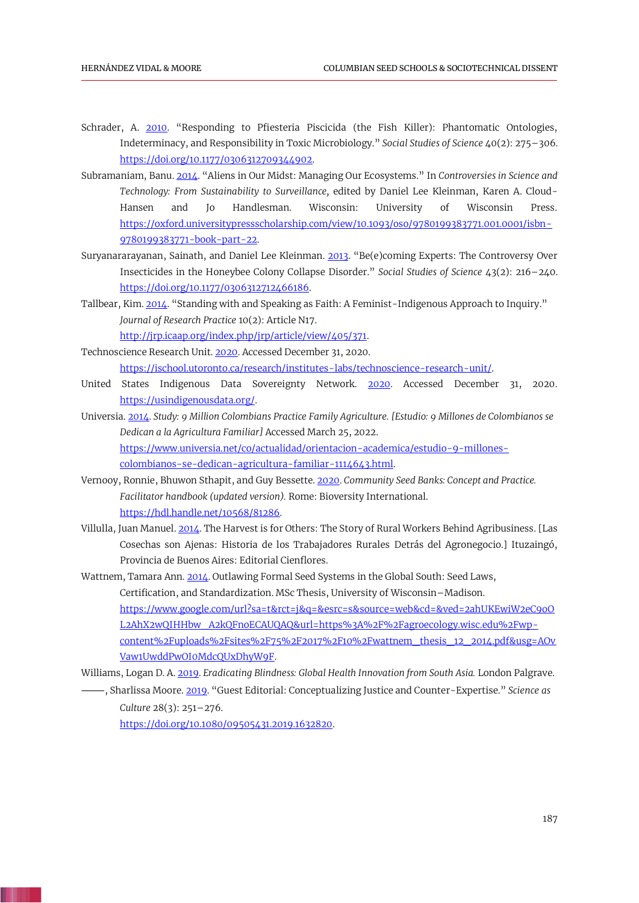Schrader, A. 2010. "Responding to Pfiesteria Piscicida (the Fish Killer): Phantomatic Ontologies, Indeterminacy, and Responsibility in Toxic Microbiology." *Social Studies of Science* 40(2): 275–306. https://doi.org/10.1177/0306312709344902.

Subramaniam, Banu. 2014. "Aliens in Our Midst: Managing Our Ecosystems." In *Controversies in Science and Technology: From Sustainability to Surveillance*, edited by Daniel Lee Kleinman, Karen A. Cloud-Hansen and Jo Handlesman. Wisconsin: University of Wisconsin Press. https://oxford.universitypressscholarship.com/view/10.1093/oso/9780199383771.001.0001/isbn-9780199383771-book-part-22.

Suryanararayanan, Sainath, and Daniel Lee Kleinman. 2013. "Be(e)coming Experts: The Controversy Over Insecticides in the Honeybee Colony Collapse Disorder." *Social Studies of Science* 43(2): 216–240. https://doi.org/10.1177/0306312712466186.

Tallbear, Kim. 2014. "Standing with and Speaking as Faith: A Feminist-Indigenous Approach to Inquiry." *Journal of Research Practice* 10(2): Article N17. http://jrp.icaap.org/index.php/jrp/article/view/405/371.

Technoscience Research Unit. 2020. Accessed December 31, 2020. https://ischool.utoronto.ca/research/institutes-labs/technoscience-research-unit/.

United States Indigenous Data Sovereignty Network. 2020. Accessed December 31, 2020. https://usindigenousdata.org/.

Universia. 2014. *Study: 9 Million Colombians Practice Family Agriculture. [Estudio: 9 Millones de Colombianos se Dedican a la Agricultura Familiar]* Accessed March 25, 2022. https://www.universia.net/co/actualidad/orientacion-academica/estudio-9-millones-colombianos-se-dedican-agricultura-familiar-1114643.html.

Vernooy, Ronnie, Bhuwon Sthapit, and Guy Bessette. 2020. *Community Seed Banks: Concept and Practice. Facilitator handbook (updated version).* Rome: Bioversity International. https://hdl.handle.net/10568/81286.

Villulla, Juan Manuel. 2014. The Harvest is for Others: The Story of Rural Workers Behind Agribusiness. [Las Cosechas son Ajenas: Historia de los Trabajadores Rurales Detrás del Agronegocio.] Ituzaingó, Provincia de Buenos Aires: Editorial Cienflores.

Wattnem, Tamara Ann. 2014. Outlawing Formal Seed Systems in the Global South: Seed Laws, Certification, and Standardization. MSc Thesis, University of Wisconsin–Madison. https://www.google.com/url?sa=t&rct=j&q=&esrc=s&source=web&cd=&ved=2ahUKEwiW2eC9oOL2AhX2wQIHHbw_A2kQFnoECAUQAQ&url=https%3A%2F%2Fagroecology.wisc.edu%2Fwp-content%2Fuploads%2Fsites%2F75%2F2017%2F10%2Fwattnem_thesis_12_2014.pdf&usg=AOvVaw1UwddPwOI0MdcQUxDhyW9F.

Williams, Logan D. A. 2019. *Eradicating Blindness: Global Health Innovation from South Asia.* London Palgrave.

———, Sharlissa Moore. 2019. "Guest Editorial: Conceptualizing Justice and Counter-Expertise." *Science as Culture* 28(3): 251–276. https://doi.org/10.1080/09505431.2019.1632820.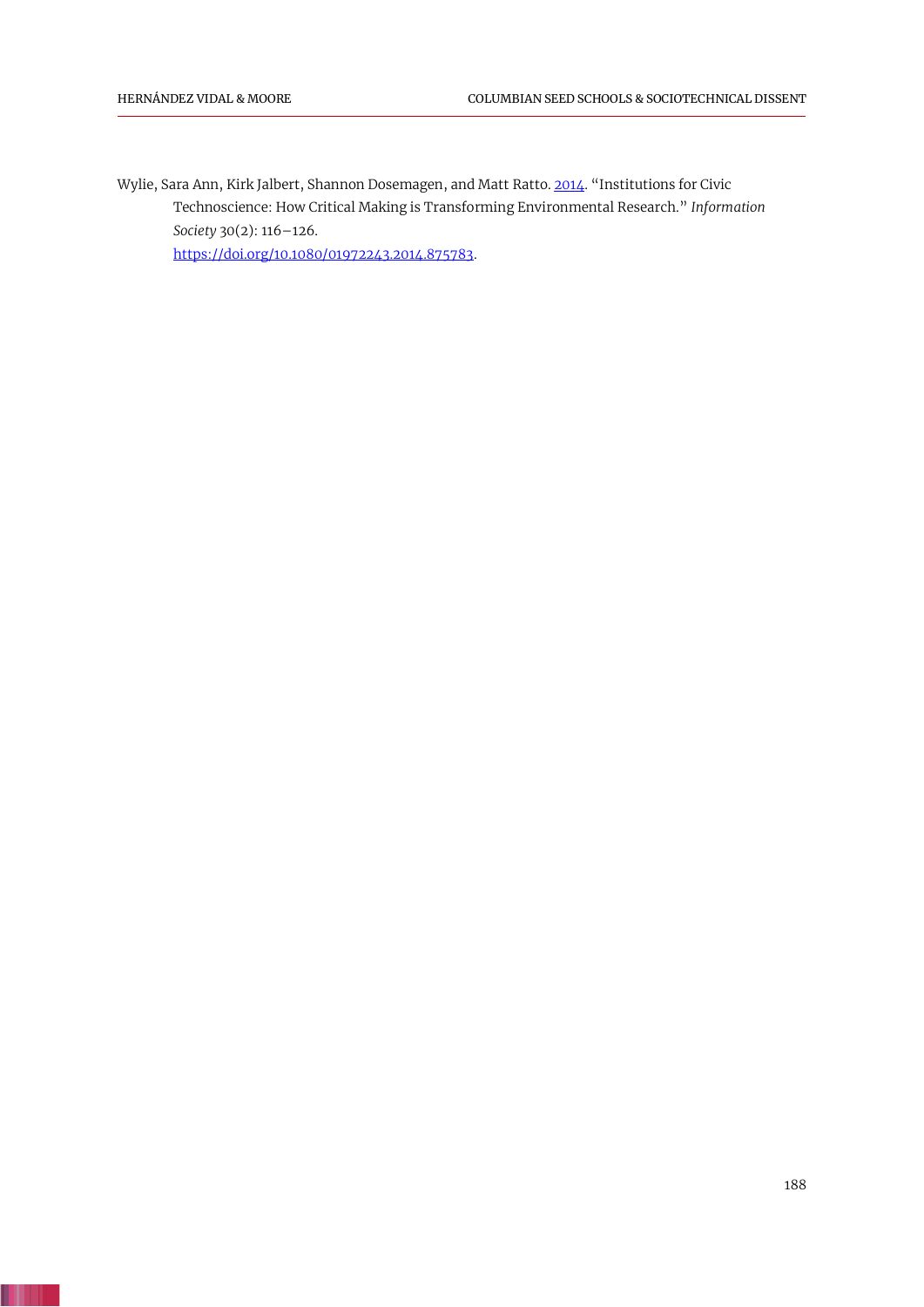Wylie, Sara Ann, Kirk Jalbert, Shannon Dosemagen, and Matt Ratto. 2014. "Institutions for Civic Technoscience: How Critical Making is Transforming Environmental Research." *Information Society* 30(2): 116–126. https://doi.org/10.1080/01972243.2014.875783.